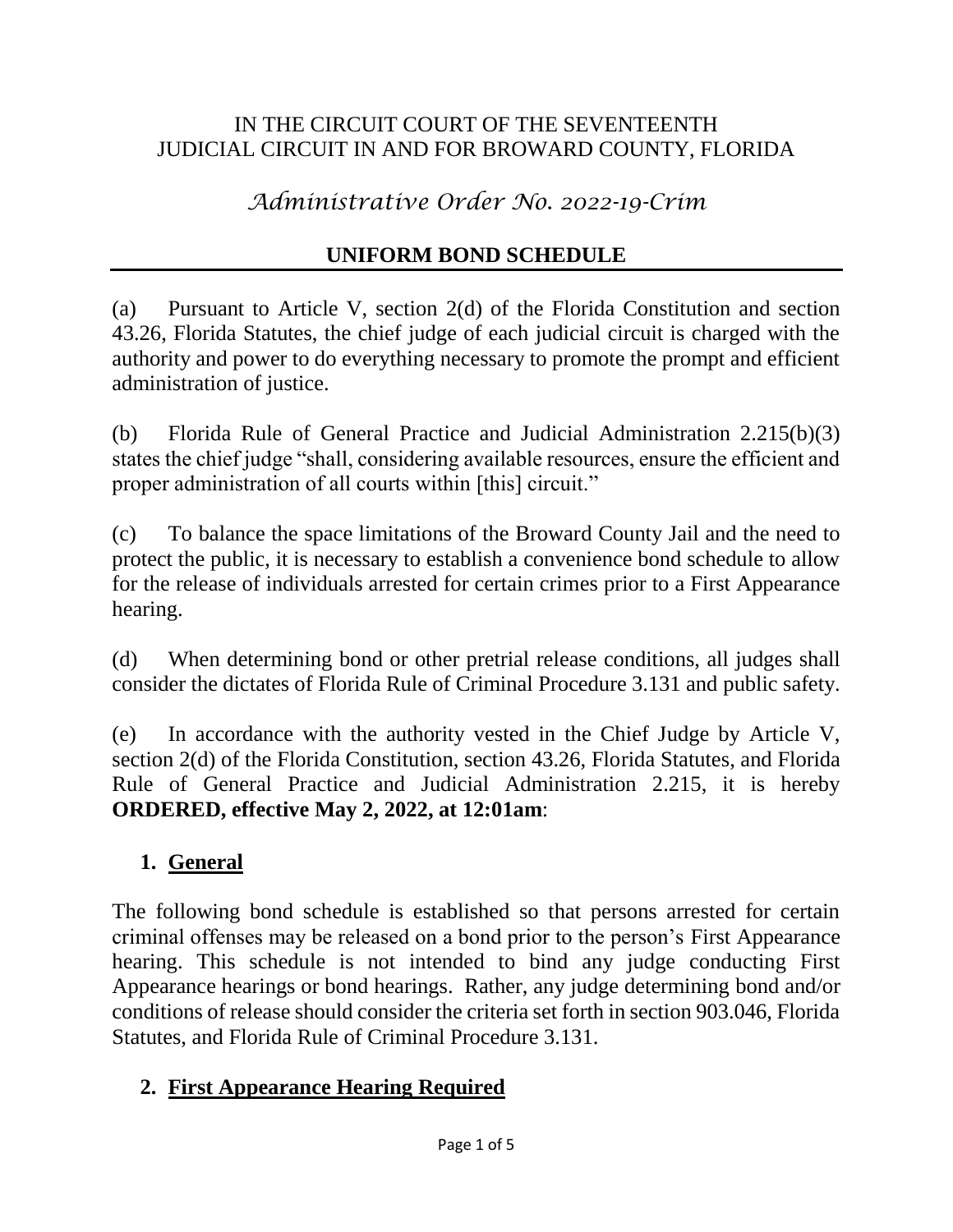IN THE CIRCUIT COURT OF THE SEVENTEENTH JUDICIAL CIRCUIT IN AND FOR BROWARD COUNTY, FLORIDA

# *Administrative Order No. 2022-19-Crim*

## UNIFORM BOND SCHEDULE

(a) Pursuant to Article V, section 2(d) of the Florida Constitution and section 43.26, Florida Statutes, the chief judge of each judicial circuit is charged with the authority and power to do everything necessary to promote the prompt and efficient administration of justice.

(b) Florida Rule of General Practice and Judicial Administration 2.215(b)(3) states the chief judge "shall, considering available resources, ensure the efficient and proper administration of all courts within [this] circuit."

(c) To balance the space limitations of the Broward County Jail and the need to protect the public, it is necessary to establish a convenience bond schedule to allow for the release of individuals arrested for certain crimes prior to a First Appearance hearing.

(d) When determining bond or other pretrial release conditions, all judges shall consider the dictates of Florida Rule of Criminal Procedure 3.131 and public safety.

(e) In accordance with the authority vested in the Chief Judge by Article V, section 2(d) of the Florida Constitution, section 43.26, Florida Statutes, and Florida Rule of General Practice and Judicial Administration 2.215, it is hereby **ORDERED, effective May 2, 2022, at 12:01am**:

### 1. General

The following bond schedule is established so that persons arrested for certain criminal offenses may be released on a bond prior to the person's First Appearance hearing. This schedule is not intended to bind any judge conducting First Appearance hearings or bond hearings. Rather, any judge determining bond and/or conditions of release should consider the criteria set forth in section 903.046, Florida Statutes, and Florida Rule of Criminal Procedure 3.131.

### 2. First Appearance Hearing Required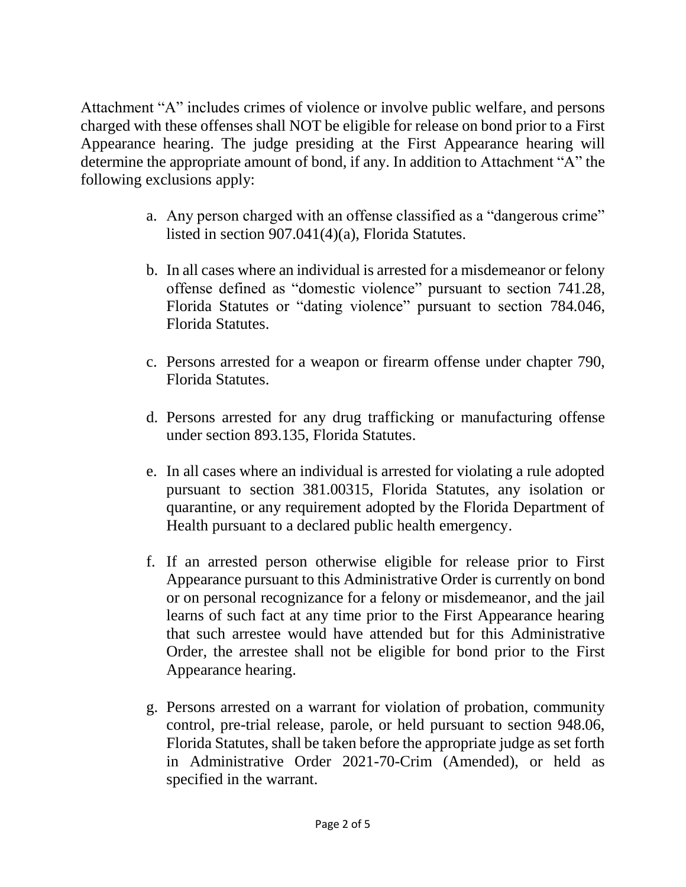Attachment "A" includes crimes of violence or involve public welfare, and persons charged with these offenses shall NOT be eligible for release on bond prior to a First Appearance hearing. The judge presiding at the First Appearance hearing will determine the appropriate amount of bond, if any. In addition to Attachment "A" the following exclusions apply:

a. Any person charged with an offense classified as a "dangerous crime" listed in section 907.041(4)(a), Florida Statutes.

b. In all cases where an individual is arrested for a misdemeanor or felony offense defined as "domestic violence" pursuant to section 741.28, Florida Statutes or "dating violence" pursuant to section 784.046, Florida Statutes.

c. Persons arrested for a weapon or firearm offense under chapter 790, Florida Statutes.

d. Persons arrested for any drug trafficking or manufacturing offense under section 893.135, Florida Statutes.

e. In all cases where an individual is arrested for violating a rule adopted pursuant to section 381.00315, Florida Statutes, any isolation or quarantine, or any requirement adopted by the Florida Department of Health pursuant to a declared public health emergency.

f. If an arrested person otherwise eligible for release prior to First Appearance pursuant to this Administrative Order is currently on bond or on personal recognizance for a felony or misdemeanor, and the jail learns of such fact at any time prior to the First Appearance hearing that such arrestee would have attended but for this Administrative Order, the arrestee shall not be eligible for bond prior to the First Appearance hearing.

g. Persons arrested on a warrant for violation of probation, community control, pre-trial release, parole, or held pursuant to section 948.06, Florida Statutes, shall be taken before the appropriate judge as set forth in Administrative Order 2021-70-Crim (Amended), or held as specified in the warrant.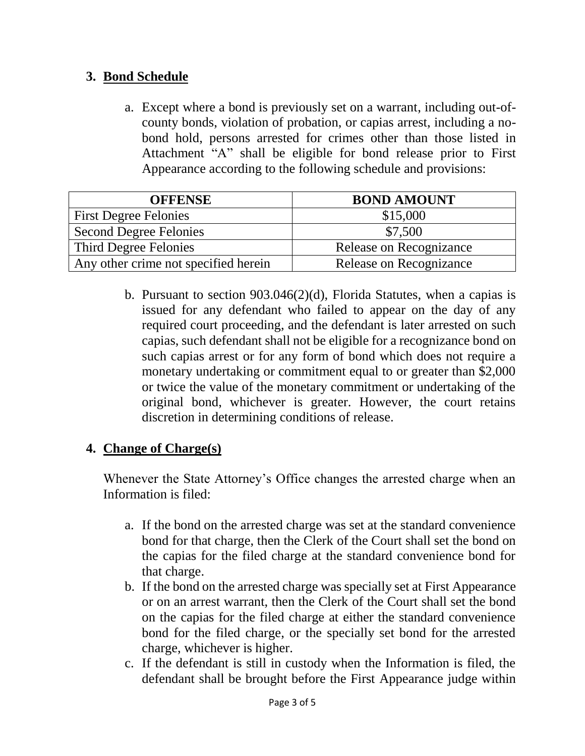## 3. **Bond Schedule**

a. Except where a bond is previously set on a warrant, including out-of-county bonds, violation of probation, or capias arrest, including a no-bond hold, persons arrested for crimes other than those listed in Attachment "A" shall be eligible for bond release prior to First Appearance according to the following schedule and provisions:

| OFFENSE | BOND AMOUNT |
|---|---|
| First Degree Felonies | $15,000 |
| Second Degree Felonies | $7,500 |
| Third Degree Felonies | Release on Recognizance |
| Any other crime not specified herein | Release on Recognizance |

b. Pursuant to section 903.046(2)(d), Florida Statutes, when a capias is issued for any defendant who failed to appear on the day of any required court proceeding, and the defendant is later arrested on such capias, such defendant shall not be eligible for a recognizance bond on such capias arrest or for any form of bond which does not require a monetary undertaking or commitment equal to or greater than $2,000 or twice the value of the monetary commitment or undertaking of the original bond, whichever is greater. However, the court retains discretion in determining conditions of release.

## 4. **Change of Charge(s)**

Whenever the State Attorney's Office changes the arrested charge when an Information is filed:

a. If the bond on the arrested charge was set at the standard convenience bond for that charge, then the Clerk of the Court shall set the bond on the capias for the filed charge at the standard convenience bond for that charge.

b. If the bond on the arrested charge was specially set at First Appearance or on an arrest warrant, then the Clerk of the Court shall set the bond on the capias for the filed charge at either the standard convenience bond for the filed charge, or the specially set bond for the arrested charge, whichever is higher.

c. If the defendant is still in custody when the Information is filed, the defendant shall be brought before the First Appearance judge within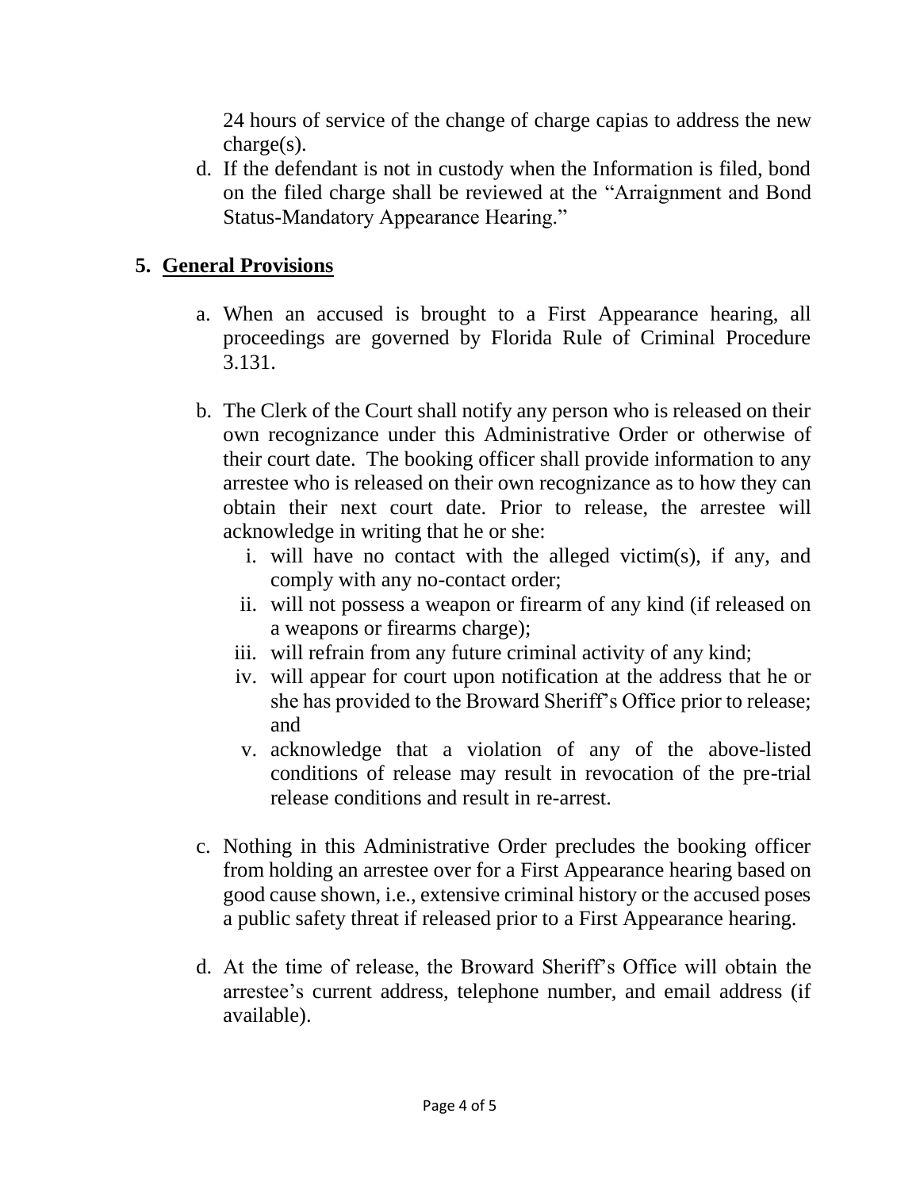24 hours of service of the change of charge capias to address the new charge(s).

d. If the defendant is not in custody when the Information is filed, bond on the filed charge shall be reviewed at the "Arraignment and Bond Status-Mandatory Appearance Hearing."

## 5. General Provisions

a. When an accused is brought to a First Appearance hearing, all proceedings are governed by Florida Rule of Criminal Procedure 3.131.

b. The Clerk of the Court shall notify any person who is released on their own recognizance under this Administrative Order or otherwise of their court date. The booking officer shall provide information to any arrestee who is released on their own recognizance as to how they can obtain their next court date. Prior to release, the arrestee will acknowledge in writing that he or she:

   i. will have no contact with the alleged victim(s), if any, and comply with any no-contact order;
   ii. will not possess a weapon or firearm of any kind (if released on a weapons or firearms charge);
   iii. will refrain from any future criminal activity of any kind;
   iv. will appear for court upon notification at the address that he or she has provided to the Broward Sheriff's Office prior to release; and
   v. acknowledge that a violation of any of the above-listed conditions of release may result in revocation of the pre-trial release conditions and result in re-arrest.

c. Nothing in this Administrative Order precludes the booking officer from holding an arrestee over for a First Appearance hearing based on good cause shown, i.e., extensive criminal history or the accused poses a public safety threat if released prior to a First Appearance hearing.

d. At the time of release, the Broward Sheriff's Office will obtain the arrestee's current address, telephone number, and email address (if available).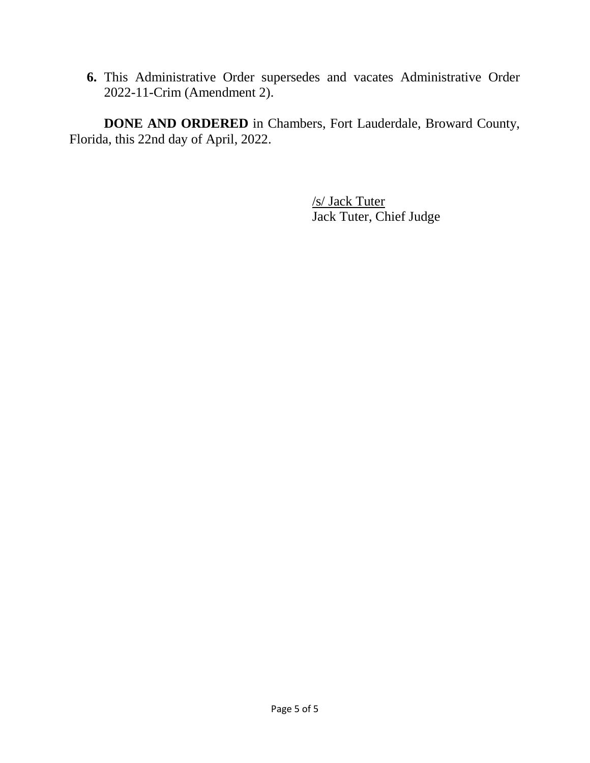6. This Administrative Order supersedes and vacates Administrative Order 2022-11-Crim (Amendment 2).

**DONE AND ORDERED** in Chambers, Fort Lauderdale, Broward County, Florida, this 22nd day of April, 2022.

/s/ Jack Tuter
Jack Tuter, Chief Judge